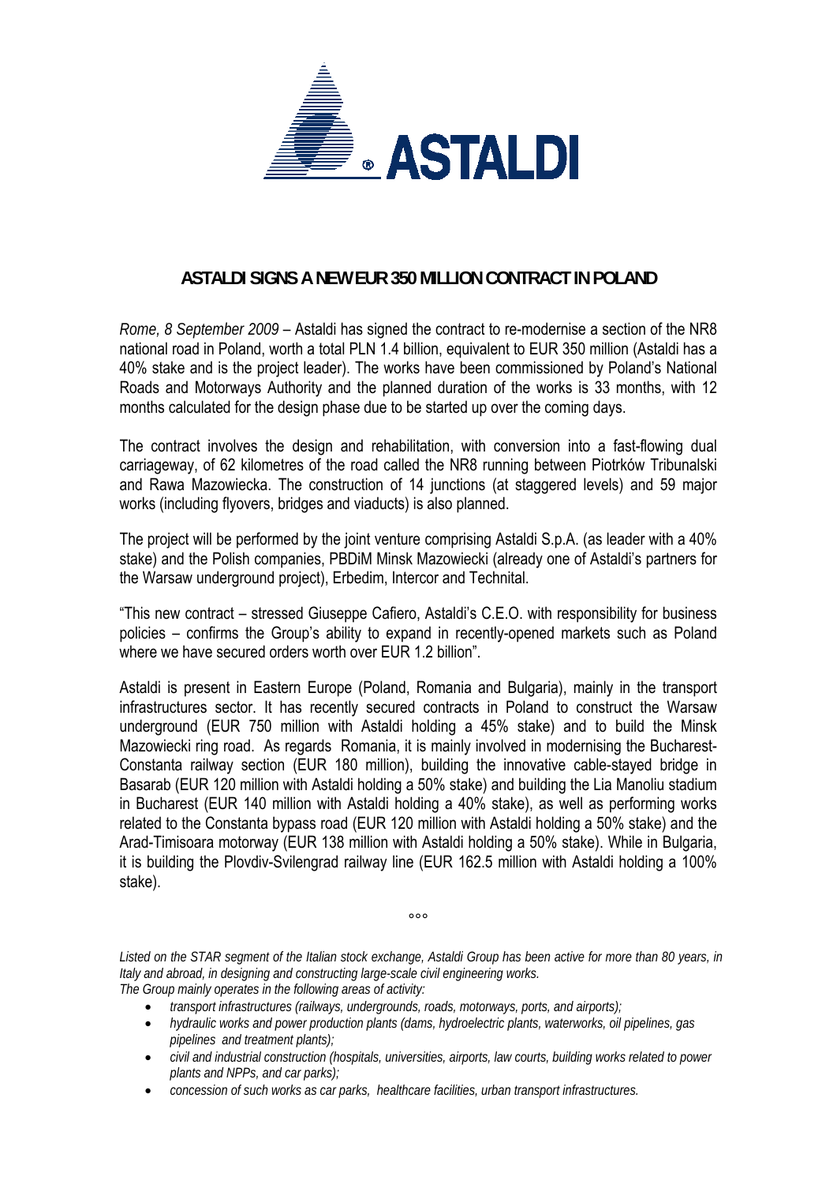# ASTALDI SIGNS A NEW EUR 350 MILLION CONTRACT IN POLAND

*Rome, 8 September 2009* – Astaldi has signed the contract to re-modernise a section of the NR8 national road in Poland, worth a total PLN 1.4 billion, equivalent to EUR 350 million (Astaldi has a 40% stake and is the project leader). The works have been commissioned by Poland's National Roads and Motorways Authority and the planned duration of the works is 33 months, with 12 months calculated for the design phase due to be started up over the coming days.

The contract involves the design and rehabilitation, with conversion into a fast-flowing dual carriageway, of 62 kilometres of the road called the NR8 running between Piotrków Tribunalski and Rawa Mazowiecka. The construction of 14 junctions (at staggered levels) and 59 major works (including flyovers, bridges and viaducts) is also planned.

The project will be performed by the joint venture comprising Astaldi S.p.A. (as leader with a 40% stake) and the Polish companies, PBDiM Minsk Mazowiecki (already one of Astaldi's partners for the Warsaw underground project), Erbedim, Intercor and Technital.

"This new contract – stressed Giuseppe Cafiero, Astaldi's C.E.O. with responsibility for business policies – confirms the Group's ability to expand in recently-opened markets such as Poland where we have secured orders worth over EUR 1.2 billion".

Astaldi is present in Eastern Europe (Poland, Romania and Bulgaria), mainly in the transport infrastructures sector. It has recently secured contracts in Poland to construct the Warsaw underground (EUR 750 million with Astaldi holding a 45% stake) and to build the Minsk Mazowiecki ring road. As regards Romania, it is mainly involved in modernising the Bucharest-Constanta railway section (EUR 180 million), building the innovative cable-stayed bridge in Basarab (EUR 120 million with Astaldi holding a 50% stake) and building the Lia Manoliu stadium in Bucharest (EUR 140 million with Astaldi holding a 40% stake), as well as performing works related to the Constanta bypass road (EUR 120 million with Astaldi holding a 50% stake) and the Arad-Timisoara motorway (EUR 138 million with Astaldi holding a 50% stake). While in Bulgaria, it is building the Plovdiv-Svilengrad railway line (EUR 162.5 million with Astaldi holding a 100% stake).

°°°

*Listed on the STAR segment of the Italian stock exchange, Astaldi Group has been active for more than 80 years, in Italy and abroad, in designing and constructing large-scale civil engineering works.*
*The Group mainly operates in the following areas of activity:*

- *transport infrastructures (railways, undergrounds, roads, motorways, ports, and airports);*
- *hydraulic works and power production plants (dams, hydroelectric plants, waterworks, oil pipelines, gas pipelines and treatment plants);*
- *civil and industrial construction (hospitals, universities, airports, law courts, building works related to power plants and NPPs, and car parks);*
- *concession of such works as car parks, healthcare facilities, urban transport infrastructures.*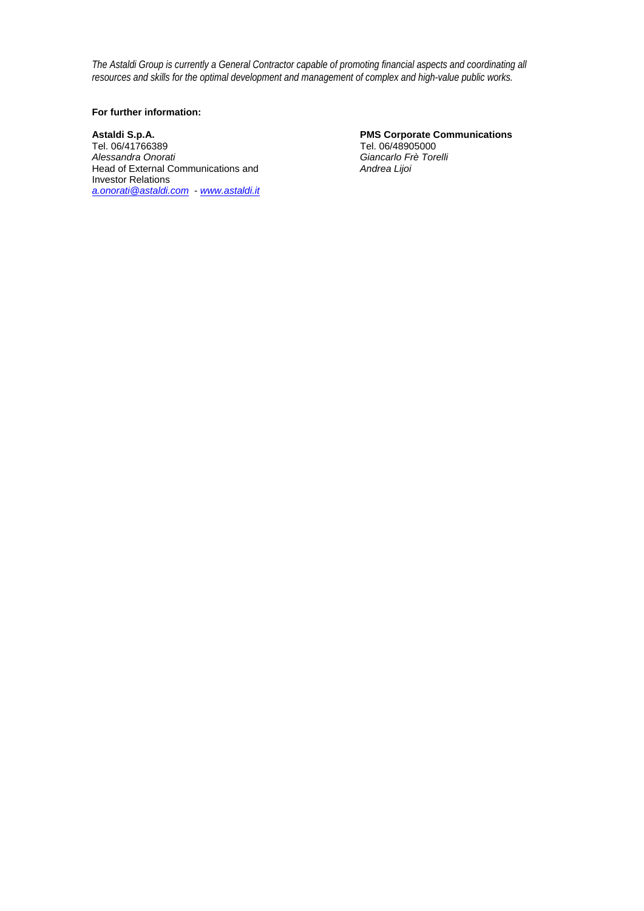*The Astaldi Group is currently a General Contractor capable of promoting financial aspects and coordinating all resources and skills for the optimal development and management of complex and high-value public works.*

**For further information:**

**Astaldi S.p.A.**
Tel. 06/41766389
*Alessandra Onorati*
Head of External Communications and Investor Relations
*a.onorati@astaldi.com* - *www.astaldi.it*

**PMS Corporate Communications**
Tel. 06/48905000
*Giancarlo Frè Torelli*
*Andrea Lijoi*